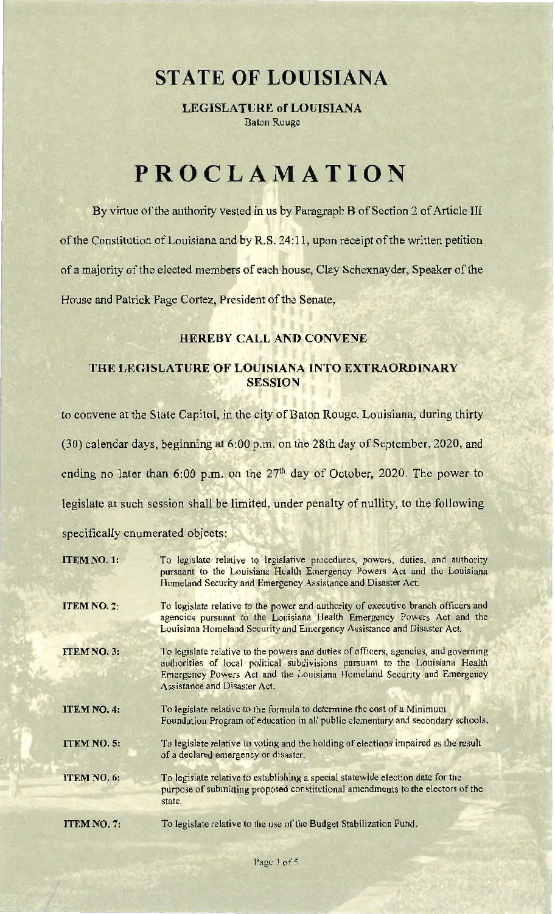# STATE OF LOUISIANA

**LEGISLATURE of LOUISIANA**
Baton Rouge

# PROCLAMATION

By virtue of the authority vested in us by Paragraph B of Section 2 of Article III of the Constitution of Louisiana and by R.S. 24:11, upon receipt of the written petition of a majority of the elected members of each house, Clay Schexnayder, Speaker of the House and Patrick Page Cortez, President of the Senate,

**HEREBY CALL AND CONVENE**

**THE LEGISLATURE OF LOUISIANA INTO EXTRAORDINARY SESSION**

to convene at the State Capitol, in the city of Baton Rouge, Louisiana, during thirty (30) calendar days, beginning at 6:00 p.m. on the 28th day of September, 2020, and ending no later than 6:00 p.m. on the 27th day of October, 2020. The power to legislate at such session shall be limited, under penalty of nullity, to the following specifically enumerated objects:

**ITEM NO. 1:** To legislate relative to legislative procedures, powers, duties, and authority pursuant to the Louisiana Health Emergency Powers Act and the Louisiana Homeland Security and Emergency Assistance and Disaster Act.

**ITEM NO. 2:** To legislate relative to the power and authority of executive branch officers and agencies pursuant to the Louisiana Health Emergency Powers Act and the Louisiana Homeland Security and Emergency Assistance and Disaster Act.

**ITEM NO. 3:** To legislate relative to the powers and duties of officers, agencies, and governing authorities of local political subdivisions pursuant to the Louisiana Health Emergency Powers Act and the Louisiana Homeland Security and Emergency Assistance and Disaster Act.

**ITEM NO. 4:** To legislate relative to the formula to determine the cost of a Minimum Foundation Program of education in all public elementary and secondary schools.

**ITEM NO. 5:** To legislate relative to voting and the holding of elections impaired as the result of a declared emergency or disaster.

**ITEM NO. 6:** To legislate relative to establishing a special statewide election date for the purpose of submitting proposed constitutional amendments to the electors of the state.

**ITEM NO. 7:** To legislate relative to the use of the Budget Stabilization Fund.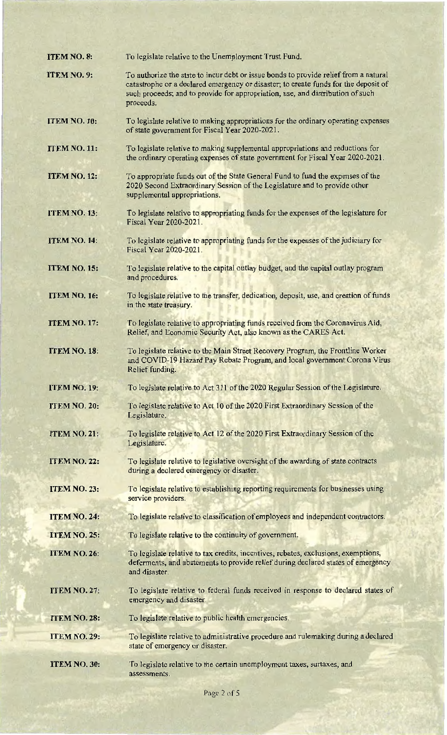**ITEM NO. 8:** To legislate relative to the Unemployment Trust Fund.

**ITEM NO. 9:** To authorize the state to incur debt or issue bonds to provide relief from a natural catastrophe or a declared emergency or disaster; to create funds for the deposit of such proceeds; and to provide for appropriation, use, and distribution of such proceeds.

**ITEM NO. 10:** To legislate relative to making appropriations for the ordinary operating expenses of state government for Fiscal Year 2020-2021.

**ITEM NO. 11:** To legislate relative to making supplemental appropriations and reductions for the ordinary operating expenses of state government for Fiscal Year 2020-2021.

**ITEM NO. 12:** To appropriate funds out of the State General Fund to fund the expenses of the 2020 Second Extraordinary Session of the Legislature and to provide other supplemental appropriations.

**ITEM NO. 13:** To legislate relative to appropriating funds for the expenses of the legislature for Fiscal Year 2020-2021.

**ITEM NO. 14:** To legislate relative to appropriating funds for the expenses of the judiciary for Fiscal Year 2020-2021.

**ITEM NO. 15:** To legislate relative to the capital outlay budget, and the capital outlay program and procedures.

**ITEM NO. 16:** To legislate relative to the transfer, dedication, deposit, use, and creation of funds in the state treasury.

**ITEM NO. 17:** To legislate relative to appropriating funds received from the Coronavirus Aid, Relief, and Economic Security Act, also known as the CARES Act.

**ITEM NO. 18:** To legislate relative to the Main Street Recovery Program, the Frontline Worker and COVID-19 Hazard Pay Rebate Program, and local government Corona Virus Relief funding.

**ITEM NO. 19:** To legislate relative to Act 311 of the 2020 Regular Session of the Legislature.

**ITEM NO. 20:** To legislate relative to Act 10 of the 2020 First Extraordinary Session of the Legislature.

**ITEM NO. 21:** To legislate relative to Act 12 of the 2020 First Extraordinary Session of the Legislature.

**ITEM NO. 22:** To legislate relative to legislative oversight of the awarding of state contracts during a declared emergency or disaster.

**ITEM NO. 23:** To legislate relative to establishing reporting requirements for businesses using service providers.

**ITEM NO. 24:** To legislate relative to classification of employees and independent contractors.

**ITEM NO. 25:** To legislate relative to the continuity of government.

**ITEM NO. 26:** To legislate relative to tax credits, incentives, rebates, exclusions, exemptions, deferments, and abatements to provide relief during declared states of emergency and disaster.

**ITEM NO. 27:** To legislate relative to federal funds received in response to declared states of emergency and disaster.

**ITEM NO. 28:** To legislate relative to public health emergencies.

**ITEM NO. 29:** To legislate relative to administrative procedure and rulemaking during a declared state of emergency or disaster.

**ITEM NO. 30:** To legislate relative to the certain unemployment taxes, surtaxes, and assessments.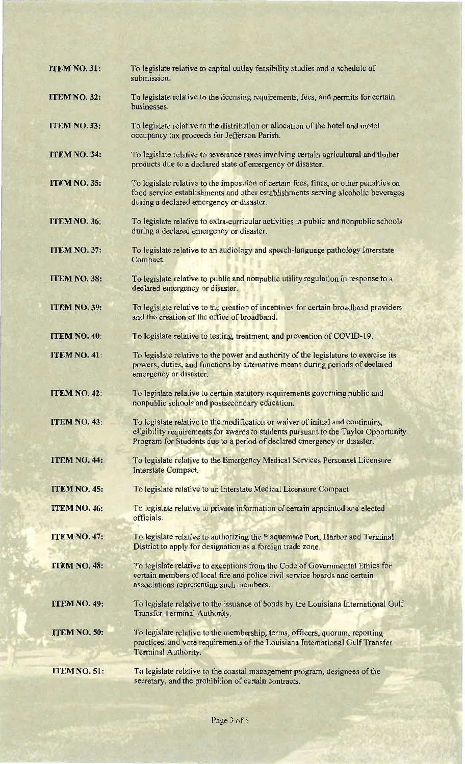**ITEM NO. 31:** To legislate relative to capital outlay feasibility studies and a schedule of submission.

**ITEM NO. 32:** To legislate relative to the licensing requirements, fees, and permits for certain businesses.

**ITEM NO. 33:** To legislate relative to the distribution or allocation of the hotel and motel occupancy tax proceeds for Jefferson Parish.

**ITEM NO. 34:** To legislate relative to severance taxes involving certain agricultural and timber products due to a declared state of emergency or disaster.

**ITEM NO. 35:** To legislate relative to the imposition of certain fees, fines, or other penalties on food service establishments and other establishments serving alcoholic beverages during a declared emergency or disaster.

**ITEM NO. 36:** To legislate relative to extra-curricular activities in public and nonpublic schools during a declared emergency or disaster.

**ITEM NO. 37:** To legislate relative to an audiology and speech-language pathology Interstate Compact.

**ITEM NO. 38:** To legislate relative to public and nonpublic utility regulation in response to a declared emergency or disaster.

**ITEM NO. 39:** To legislate relative to the creation of incentives for certain broadband providers and the creation of the office of broadband.

**ITEM NO. 40:** To legislate relative to testing, treatment, and prevention of COVID-19.

**ITEM NO. 41:** To legislate relative to the power and authority of the legislature to exercise its powers, duties, and functions by alternative means during periods of declared emergency or disaster.

**ITEM NO. 42:** To legislate relative to certain statutory requirements governing public and nonpublic schools and postsecondary education.

**ITEM NO. 43:** To legislate relative to the modification or waiver of initial and continuing eligibility requirements for awards to students pursuant to the Taylor Opportunity Program for Students due to a period of declared emergency or disaster.

**ITEM NO. 44:** To legislate relative to the Emergency Medical Services Personnel Licensure Interstate Compact.

**ITEM NO. 45:** To legislate relative to an Interstate Medical Licensure Compact.

**ITEM NO. 46:** To legislate relative to private information of certain appointed and elected officials.

**ITEM NO. 47:** To legislate relative to authorizing the Plaquemine Port, Harbor and Terminal District to apply for designation as a foreign trade zone.

**ITEM NO. 48:** To legislate relative to exceptions from the Code of Governmental Ethics for certain members of local fire and police civil service boards and certain associations representing such members.

**ITEM NO. 49:** To legislate relative to the issuance of bonds by the Louisiana International Gulf Transfer Terminal Authority.

**ITEM NO. 50:** To legislate relative to the membership, terms, officers, quorum, reporting practices, and vote requirements of the Louisiana International Gulf Transfer Terminal Authority.

**ITEM NO. 51:** To legislate relative to the coastal management program, designees of the secretary, and the prohibition of certain contracts.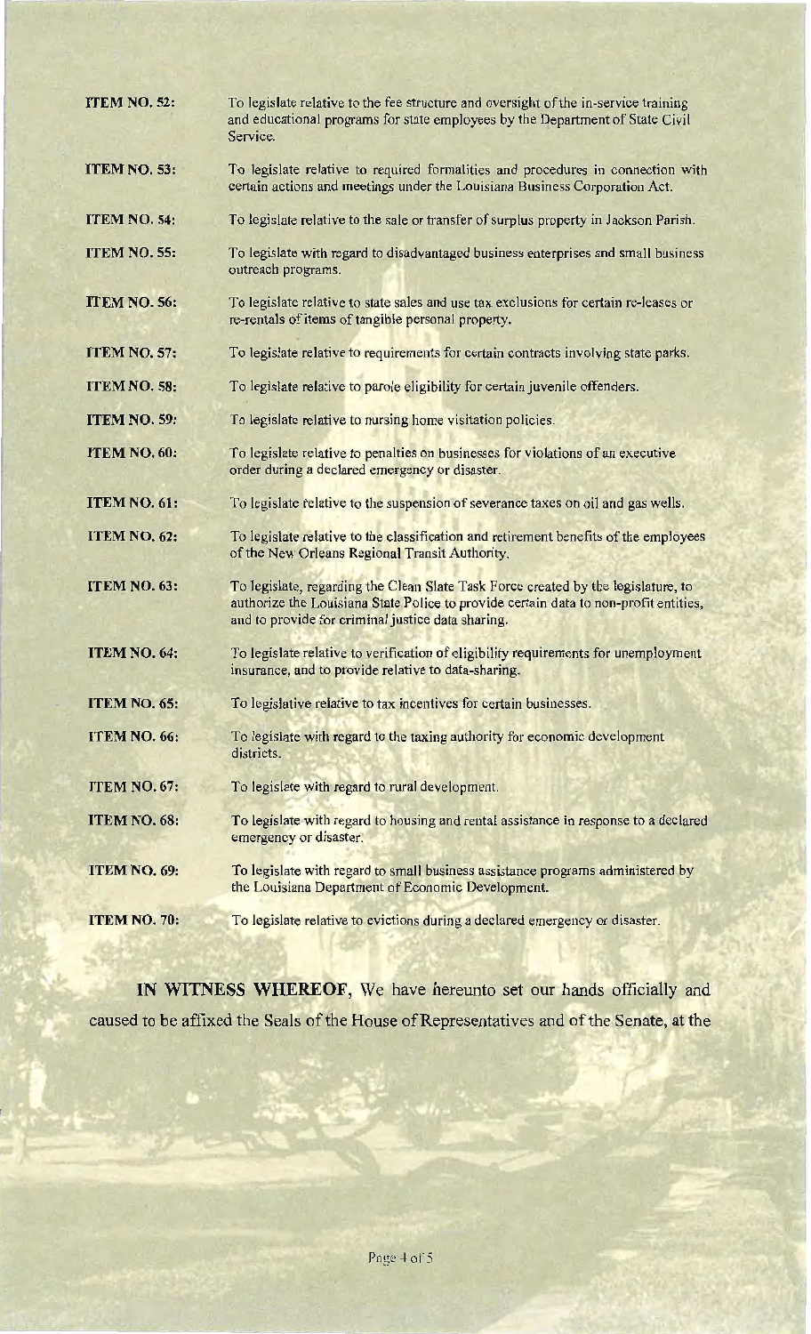**ITEM NO. 52:** To legislate relative to the fee structure and oversight of the in-service training and educational programs for state employees by the Department of State Civil Service.

**ITEM NO. 53:** To legislate relative to required formalities and procedures in connection with certain actions and meetings under the Louisiana Business Corporation Act.

**ITEM NO. 54:** To legislate relative to the sale or transfer of surplus property in Jackson Parish.

**ITEM NO. 55:** To legislate with regard to disadvantaged business enterprises and small business outreach programs.

**ITEM NO. 56:** To legislate relative to state sales and use tax exclusions for certain re-leases or re-rentals of items of tangible personal property.

**ITEM NO. 57:** To legislate relative to requirements for certain contracts involving state parks.

**ITEM NO. 58:** To legislate relative to parole eligibility for certain juvenile offenders.

**ITEM NO. 59:** To legislate relative to nursing home visitation policies.

**ITEM NO. 60:** To legislate relative to penalties on businesses for violations of an executive order during a declared emergency or disaster.

**ITEM NO. 61:** To legislate relative to the suspension of severance taxes on oil and gas wells.

**ITEM NO. 62:** To legislate relative to the classification and retirement benefits of the employees of the New Orleans Regional Transit Authority.

**ITEM NO. 63:** To legislate, regarding the Clean Slate Task Force created by the legislature, to authorize the Louisiana State Police to provide certain data to non-profit entities, and to provide for criminal justice data sharing.

**ITEM NO. 64:** To legislate relative to verification of eligibility requirements for unemployment insurance, and to provide relative to data-sharing.

**ITEM NO. 65:** To legislative relative to tax incentives for certain businesses.

**ITEM NO. 66:** To legislate with regard to the taxing authority for economic development districts.

**ITEM NO. 67:** To legislate with regard to rural development.

**ITEM NO. 68:** To legislate with regard to housing and rental assistance in response to a declared emergency or disaster.

**ITEM NO. 69:** To legislate with regard to small business assistance programs administered by the Louisiana Department of Economic Development.

**ITEM NO. 70:** To legislate relative to evictions during a declared emergency or disaster.

**IN WITNESS WHEREOF**, We have hereunto set our hands officially and caused to be affixed the Seals of the House of Representatives and of the Senate, at the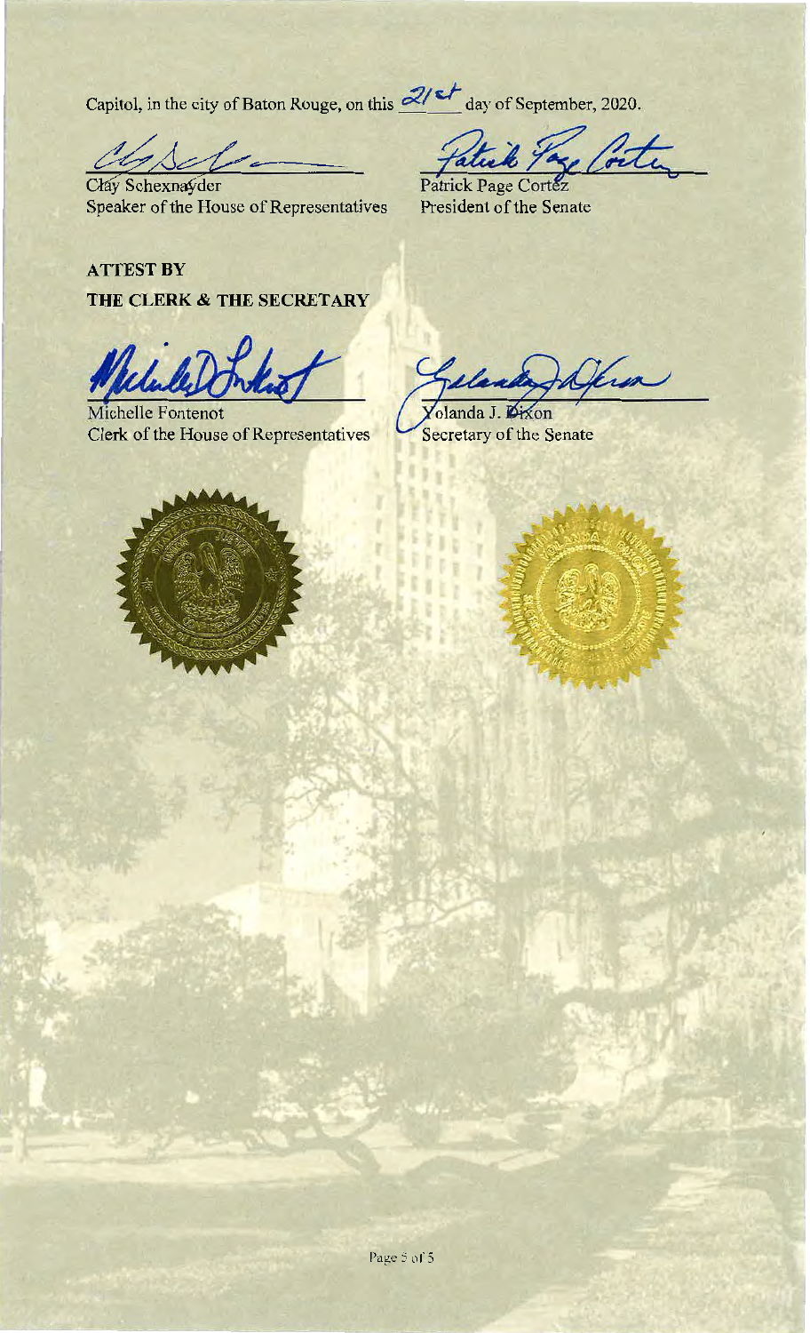Capitol, in the city of Baton Rouge, on this 21st day of September, 2020.

Clay Schexnayder
Speaker of the House of Representatives

Patrick Page Cortez
President of the Senate

**ATTEST BY**
**THE CLERK & THE SECRETARY**

Michelle Fontenot
Clerk of the House of Representatives

Yolanda J. Dixon
Secretary of the Senate